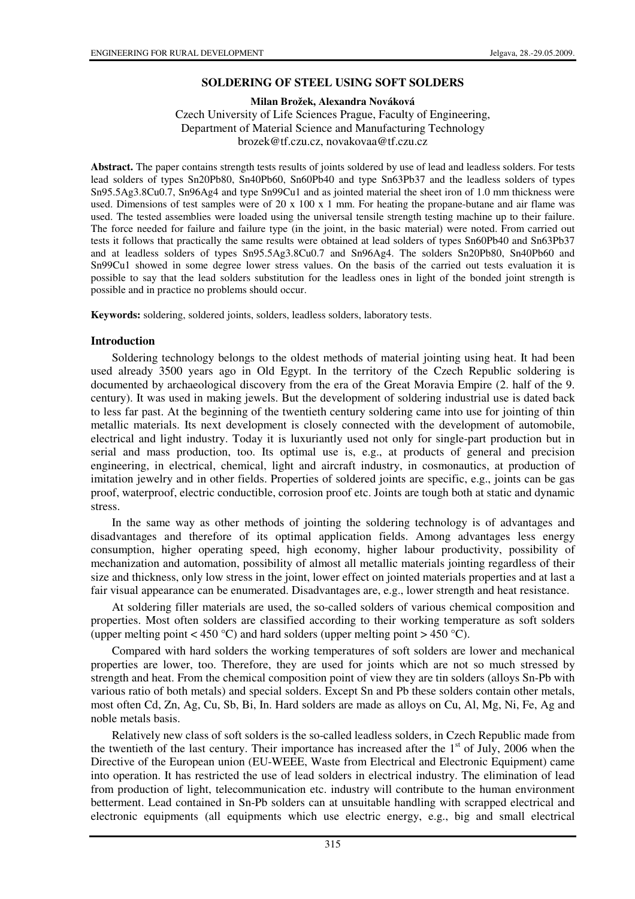# SOLDERING OF STEEL USING SOFT SOLDERS

**Milan Brožek, Alexandra Nováková**

Czech University of Life Sciences Prague, Faculty of Engineering,
Department of Material Science and Manufacturing Technology
brozek@tf.czu.cz, novakovaa@tf.czu.cz

**Abstract.** The paper contains strength tests results of joints soldered by use of lead and leadless solders. For tests lead solders of types Sn20Pb80, Sn40Pb60, Sn60Pb40 and type Sn63Pb37 and the leadless solders of types Sn95.5Ag3.8Cu0.7, Sn96Ag4 and type Sn99Cu1 and as jointed material the sheet iron of 1.0 mm thickness were used. Dimensions of test samples were of 20 x 100 x 1 mm. For heating the propane-butane and air flame was used. The tested assemblies were loaded using the universal tensile strength testing machine up to their failure. The force needed for failure and failure type (in the joint, in the basic material) were noted. From carried out tests it follows that practically the same results were obtained at lead solders of types Sn60Pb40 and Sn63Pb37 and at leadless solders of types Sn95.5Ag3.8Cu0.7 and Sn96Ag4. The solders Sn20Pb80, Sn40Pb60 and Sn99Cu1 showed in some degree lower stress values. On the basis of the carried out tests evaluation it is possible to say that the lead solders substitution for the leadless ones in light of the bonded joint strength is possible and in practice no problems should occur.

**Keywords:** soldering, soldered joints, solders, leadless solders, laboratory tests.

## Introduction

Soldering technology belongs to the oldest methods of material jointing using heat. It had been used already 3500 years ago in Old Egypt. In the territory of the Czech Republic soldering is documented by archaeological discovery from the era of the Great Moravia Empire (2. half of the 9. century). It was used in making jewels. But the development of soldering industrial use is dated back to less far past. At the beginning of the twentieth century soldering came into use for jointing of thin metallic materials. Its next development is closely connected with the development of automobile, electrical and light industry. Today it is luxuriantly used not only for single-part production but in serial and mass production, too. Its optimal use is, e.g., at products of general and precision engineering, in electrical, chemical, light and aircraft industry, in cosmonautics, at production of imitation jewelry and in other fields. Properties of soldered joints are specific, e.g., joints can be gas proof, waterproof, electric conductible, corrosion proof etc. Joints are tough both at static and dynamic stress.

In the same way as other methods of jointing the soldering technology is of advantages and disadvantages and therefore of its optimal application fields. Among advantages less energy consumption, higher operating speed, high economy, higher labour productivity, possibility of mechanization and automation, possibility of almost all metallic materials jointing regardless of their size and thickness, only low stress in the joint, lower effect on jointed materials properties and at last a fair visual appearance can be enumerated. Disadvantages are, e.g., lower strength and heat resistance.

At soldering filler materials are used, the so-called solders of various chemical composition and properties. Most often solders are classified according to their working temperature as soft solders (upper melting point < 450 °C) and hard solders (upper melting point > 450 °C).

Compared with hard solders the working temperatures of soft solders are lower and mechanical properties are lower, too. Therefore, they are used for joints which are not so much stressed by strength and heat. From the chemical composition point of view they are tin solders (alloys Sn-Pb with various ratio of both metals) and special solders. Except Sn and Pb these solders contain other metals, most often Cd, Zn, Ag, Cu, Sb, Bi, In. Hard solders are made as alloys on Cu, Al, Mg, Ni, Fe, Ag and noble metals basis.

Relatively new class of soft solders is the so-called leadless solders, in Czech Republic made from the twentieth of the last century. Their importance has increased after the 1st of July, 2006 when the Directive of the European union (EU-WEEE, Waste from Electrical and Electronic Equipment) came into operation. It has restricted the use of lead solders in electrical industry. The elimination of lead from production of light, telecommunication etc. industry will contribute to the human environment betterment. Lead contained in Sn-Pb solders can at unsuitable handling with scrapped electrical and electronic equipments (all equipments which use electric energy, e.g., big and small electrical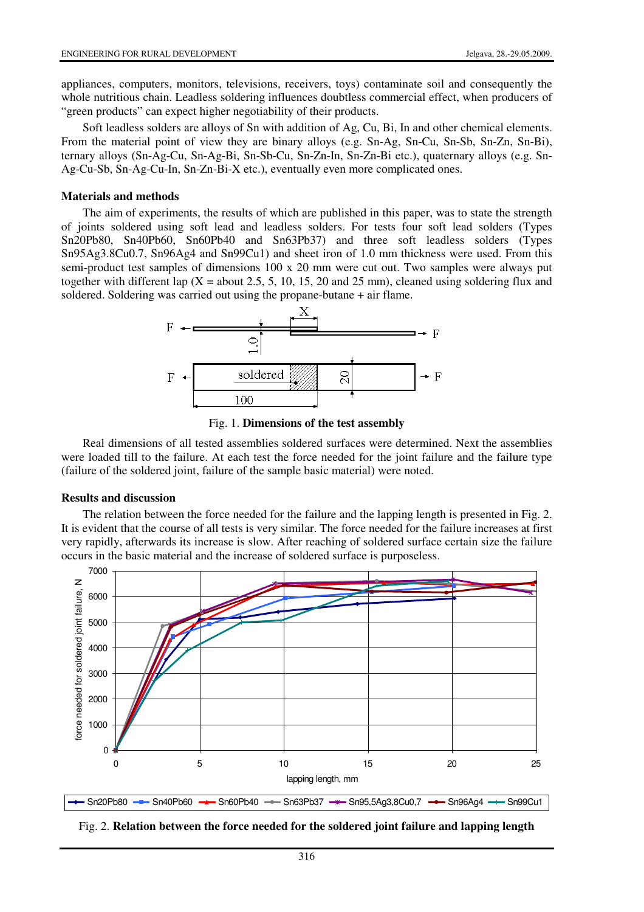appliances, computers, monitors, televisions, receivers, toys) contaminate soil and consequently the whole nutritious chain. Leadless soldering influences doubtless commercial effect, when producers of "green products" can expect higher negotiability of their products.

Soft leadless solders are alloys of Sn with addition of Ag, Cu, Bi, In and other chemical elements. From the material point of view they are binary alloys (e.g. Sn-Ag, Sn-Cu, Sn-Sb, Sn-Zn, Sn-Bi), ternary alloys (Sn-Ag-Cu, Sn-Ag-Bi, Sn-Sb-Cu, Sn-Zn-In, Sn-Zn-Bi etc.), quaternary alloys (e.g. Sn-Ag-Cu-Sb, Sn-Ag-Cu-In, Sn-Zn-Bi-X etc.), eventually even more complicated ones.

## Materials and methods

The aim of experiments, the results of which are published in this paper, was to state the strength of joints soldered using soft lead and leadless solders. For tests four soft lead solders (Types Sn20Pb80, Sn40Pb60, Sn60Pb40 and Sn63Pb37) and three soft leadless solders (Types Sn95Ag3.8Cu0.7, Sn96Ag4 and Sn99Cu1) and sheet iron of 1.0 mm thickness were used. From this semi-product test samples of dimensions 100 x 20 mm were cut out. Two samples were always put together with different lap (X = about 2.5, 5, 10, 15, 20 and 25 mm), cleaned using soldering flux and soldered. Soldering was carried out using the propane-butane + air flame.

Fig. 1. **Dimensions of the test assembly**

Real dimensions of all tested assemblies soldered surfaces were determined. Next the assemblies were loaded till to the failure. At each test the force needed for the joint failure and the failure type (failure of the soldered joint, failure of the sample basic material) were noted.

## Results and discussion

The relation between the force needed for the failure and the lapping length is presented in Fig. 2. It is evident that the course of all tests is very similar. The force needed for the failure increases at first very rapidly, afterwards its increase is slow. After reaching of soldered surface certain size the failure occurs in the basic material and the increase of soldered surface is purposeless.

Fig. 2. **Relation between the force needed for the soldered joint failure and lapping length**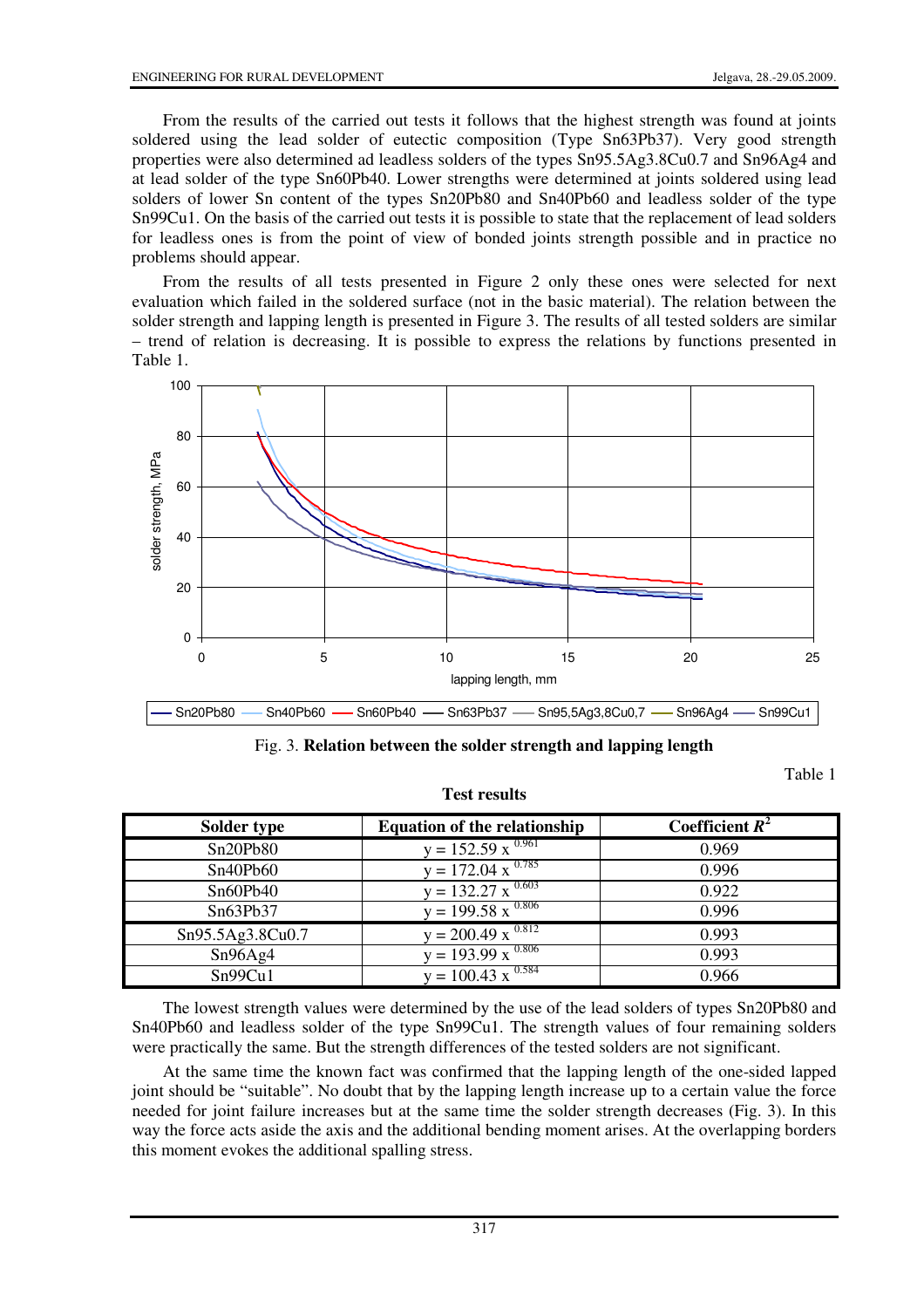From the results of the carried out tests it follows that the highest strength was found at joints soldered using the lead solder of eutectic composition (Type Sn63Pb37). Very good strength properties were also determined ad leadless solders of the types Sn95.5Ag3.8Cu0.7 and Sn96Ag4 and at lead solder of the type Sn60Pb40. Lower strengths were determined at joints soldered using lead solders of lower Sn content of the types Sn20Pb80 and Sn40Pb60 and leadless solder of the type Sn99Cu1. On the basis of the carried out tests it is possible to state that the replacement of lead solders for leadless ones is from the point of view of bonded joints strength possible and in practice no problems should appear.

From the results of all tests presented in Figure 2 only these ones were selected for next evaluation which failed in the soldered surface (not in the basic material). The relation between the solder strength and lapping length is presented in Figure 3. The results of all tested solders are similar – trend of relation is decreasing. It is possible to express the relations by functions presented in Table 1.

Fig. 3. **Relation between the solder strength and lapping length**

Table 1

**Test results**

| Solder type | Equation of the relationship | Coefficient $R^2$ |
|---|---|---|
| Sn20Pb80 | $y = 152.59\ x^{-0.961}$ | 0.969 |
| Sn40Pb60 | $y = 172.04\ x^{-0.785}$ | 0.996 |
| Sn60Pb40 | $y = 132.27\ x^{-0.603}$ | 0.922 |
| Sn63Pb37 | $y = 199.58\ x^{-0.806}$ | 0.996 |
| Sn95.5Ag3.8Cu0.7 | $y = 200.49\ x^{-0.812}$ | 0.993 |
| Sn96Ag4 | $y = 193.99\ x^{-0.806}$ | 0.993 |
| Sn99Cu1 | $y = 100.43\ x^{-0.584}$ | 0.966 |

The lowest strength values were determined by the use of the lead solders of types Sn20Pb80 and Sn40Pb60 and leadless solder of the type Sn99Cu1. The strength values of four remaining solders were practically the same. But the strength differences of the tested solders are not significant.

At the same time the known fact was confirmed that the lapping length of the one-sided lapped joint should be "suitable". No doubt that by the lapping length increase up to a certain value the force needed for joint failure increases but at the same time the solder strength decreases (Fig. 3). In this way the force acts aside the axis and the additional bending moment arises. At the overlapping borders this moment evokes the additional spalling stress.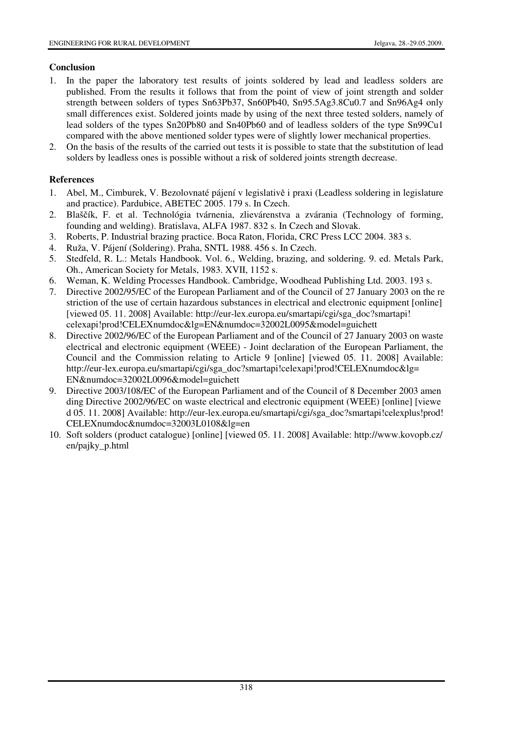## Conclusion

1. In the paper the laboratory test results of joints soldered by lead and leadless solders are published. From the results it follows that from the point of view of joint strength and solder strength between solders of types Sn63Pb37, Sn60Pb40, Sn95.5Ag3.8Cu0.7 and Sn96Ag4 only small differences exist. Soldered joints made by using of the next three tested solders, namely of lead solders of the types Sn20Pb80 and Sn40Pb60 and of leadless solders of the type Sn99Cu1 compared with the above mentioned solder types were of slightly lower mechanical properties.
2. On the basis of the results of the carried out tests it is possible to state that the substitution of lead solders by leadless ones is possible without a risk of soldered joints strength decrease.

## References

1. Abel, M., Cimburek, V. Bezolovnaté pájení v legislativě i praxi (Leadless soldering in legislature and practice). Pardubice, ABETEC 2005. 179 s. In Czech.
2. Blaščík, F. et al. Technológia tvárnenia, zlievárenstva a zvárania (Technology of forming, founding and welding). Bratislava, ALFA 1987. 832 s. In Czech and Slovak.
3. Roberts, P. Industrial brazing practice. Boca Raton, Florida, CRC Press LCC 2004. 383 s.
4. Ruža, V. Pájení (Soldering). Praha, SNTL 1988. 456 s. In Czech.
5. Stedfeld, R. L.: Metals Handbook. Vol. 6., Welding, brazing, and soldering. 9. ed. Metals Park, Oh., American Society for Metals, 1983. XVII, 1152 s.
6. Weman, K. Welding Processes Handbook. Cambridge, Woodhead Publishing Ltd. 2003. 193 s.
7. Directive 2002/95/EC of the European Parliament and of the Council of 27 January 2003 on the re striction of the use of certain hazardous substances in electrical and electronic equipment [online] [viewed 05. 11. 2008] Available: http://eur-lex.europa.eu/smartapi/cgi/sga_doc?smartapi!celexapi!prod!CELEXnumdoc&lg=EN&numdoc=32002L0095&model=guichett
8. Directive 2002/96/EC of the European Parliament and of the Council of 27 January 2003 on waste electrical and electronic equipment (WEEE) - Joint declaration of the European Parliament, the Council and the Commission relating to Article 9 [online] [viewed 05. 11. 2008] Available: http://eur-lex.europa.eu/smartapi/cgi/sga_doc?smartapi!celexapi!prod!CELEXnumdoc&lg=EN&numdoc=32002L0096&model=guichett
9. Directive 2003/108/EC of the European Parliament and of the Council of 8 December 2003 amen ding Directive 2002/96/EC on waste electrical and electronic equipment (WEEE) [online] [viewe d 05. 11. 2008] Available: http://eur-lex.europa.eu/smartapi/cgi/sga_doc?smartapi!celexplus!prod!CELEXnumdoc&numdoc=32003L0108&lg=en
10. Soft solders (product catalogue) [online] [viewed 05. 11. 2008] Available: http://www.kovopb.cz/en/pajky_p.html